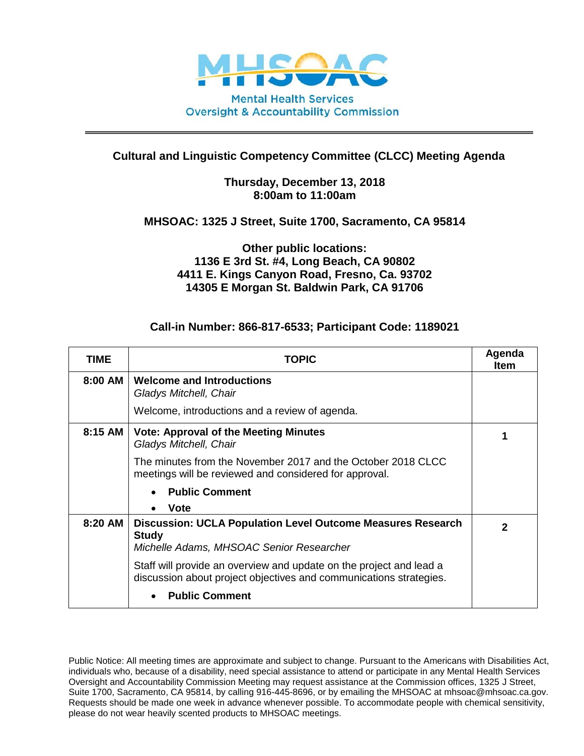MHSOAC

Mental Health Services Oversight & Accountability Commission

## Cultural and Linguistic Competency Committee (CLCC) Meeting Agenda

**Thursday, December 13, 2018**
**8:00am to 11:00am**

**MHSOAC: 1325 J Street, Suite 1700, Sacramento, CA 95814**

**Other public locations:**
**1136 E 3rd St. #4, Long Beach, CA 90802**
**4411 E. Kings Canyon Road, Fresno, Ca. 93702**
**14305 E Morgan St. Baldwin Park, CA 91706**

**Call-in Number: 866-817-6533; Participant Code: 1189021**

| TIME | TOPIC | Agenda Item |
|---|---|---|
| 8:00 AM | **Welcome and Introductions**<br>*Gladys Mitchell, Chair*<br>Welcome, introductions and a review of agenda. | |
| 8:15 AM | **Vote: Approval of the Meeting Minutes**<br>*Gladys Mitchell, Chair*<br>The minutes from the November 2017 and the October 2018 CLCC meetings will be reviewed and considered for approval.<br>• **Public Comment**<br>• **Vote** | 1 |
| 8:20 AM | **Discussion: UCLA Population Level Outcome Measures Research Study**<br>*Michelle Adams, MHSOAC Senior Researcher*<br>Staff will provide an overview and update on the project and lead a discussion about project objectives and communications strategies.<br>• **Public Comment** | 2 |

Public Notice: All meeting times are approximate and subject to change. Pursuant to the Americans with Disabilities Act, individuals who, because of a disability, need special assistance to attend or participate in any Mental Health Services Oversight and Accountability Commission Meeting may request assistance at the Commission offices, 1325 J Street, Suite 1700, Sacramento, CA 95814, by calling 916-445-8696, or by emailing the MHSOAC at mhsoac@mhsoac.ca.gov. Requests should be made one week in advance whenever possible. To accommodate people with chemical sensitivity, please do not wear heavily scented products to MHSOAC meetings.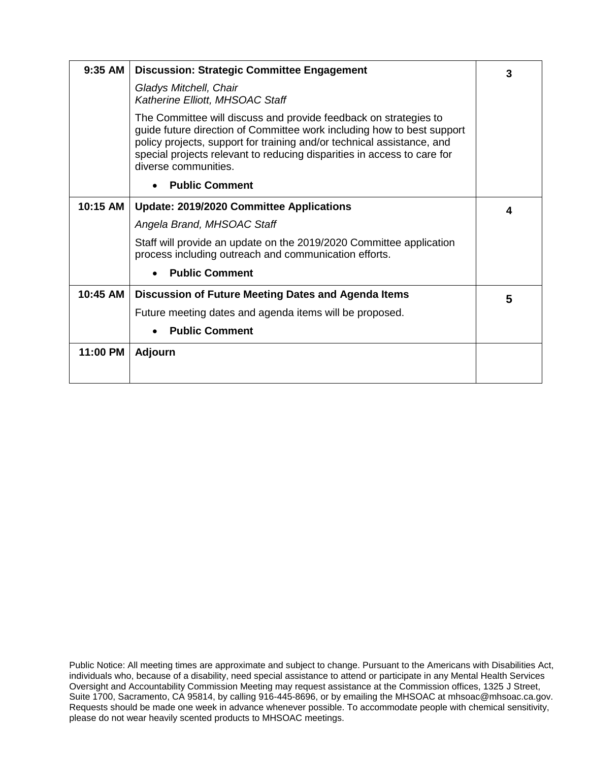| | | |
|---|---|---|
| **9:35 AM** | **Discussion: Strategic Committee Engagement**<br>*Gladys Mitchell, Chair*<br>*Katherine Elliott, MHSOAC Staff*<br>The Committee will discuss and provide feedback on strategies to guide future direction of Committee work including how to best support policy projects, support for training and/or technical assistance, and special projects relevant to reducing disparities in access to care for diverse communities.<br>• **Public Comment** | **3** |
| **10:15 AM** | **Update: 2019/2020 Committee Applications**<br>*Angela Brand, MHSOAC Staff*<br>Staff will provide an update on the 2019/2020 Committee application process including outreach and communication efforts.<br>• **Public Comment** | **4** |
| **10:45 AM** | **Discussion of Future Meeting Dates and Agenda Items**<br>Future meeting dates and agenda items will be proposed.<br>• **Public Comment** | **5** |
| **11:00 PM** | **Adjourn** | |

Public Notice: All meeting times are approximate and subject to change. Pursuant to the Americans with Disabilities Act, individuals who, because of a disability, need special assistance to attend or participate in any Mental Health Services Oversight and Accountability Commission Meeting may request assistance at the Commission offices, 1325 J Street, Suite 1700, Sacramento, CA 95814, by calling 916-445-8696, or by emailing the MHSOAC at mhsoac@mhsoac.ca.gov. Requests should be made one week in advance whenever possible. To accommodate people with chemical sensitivity, please do not wear heavily scented products to MHSOAC meetings.